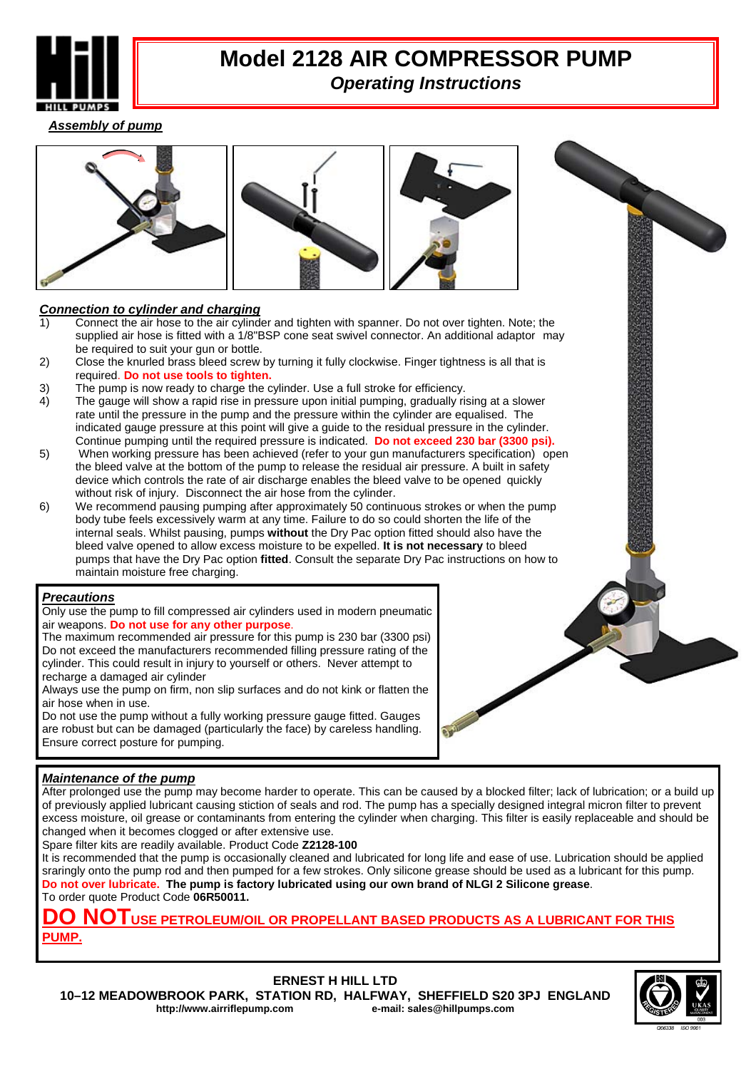# Model 2128 AIR COMPRESSOR PUMP

## *Operating Instructions*

### ***Assembly of pump***

### ***Connection to cylinder and charging***

1) Connect the air hose to the air cylinder and tighten with spanner. Do not over tighten. Note; the supplied air hose is fitted with a 1/8"BSP cone seat swivel connector. An additional adaptor may be required to suit your gun or bottle.
2) Close the knurled brass bleed screw by turning it fully clockwise. Finger tightness is all that is required. **Do not use tools to tighten.**
3) The pump is now ready to charge the cylinder. Use a full stroke for efficiency.
4) The gauge will show a rapid rise in pressure upon initial pumping, gradually rising at a slower rate until the pressure in the pump and the pressure within the cylinder are equalised. The indicated gauge pressure at this point will give a guide to the residual pressure in the cylinder. Continue pumping until the required pressure is indicated. **Do not exceed 230 bar (3300 psi).**
5) When working pressure has been achieved (refer to your gun manufacturers specification) open the bleed valve at the bottom of the pump to release the residual air pressure. A built in safety device which controls the rate of air discharge enables the bleed valve to be opened quickly without risk of injury. Disconnect the air hose from the cylinder.
6) We recommend pausing pumping after approximately 50 continuous strokes or when the pump body tube feels excessively warm at any time. Failure to do so could shorten the life of the internal seals. Whilst pausing, pumps **without** the Dry Pac option fitted should also have the bleed valve opened to allow excess moisture to be expelled. **It is not necessary** to bleed pumps that have the Dry Pac option **fitted**. Consult the separate Dry Pac instructions on how to maintain moisture free charging.

### ***Precautions***

Only use the pump to fill compressed air cylinders used in modern pneumatic air weapons. **Do not use for any other purpose**.
The maximum recommended air pressure for this pump is 230 bar (3300 psi)
Do not exceed the manufacturers recommended filling pressure rating of the cylinder. This could result in injury to yourself or others. Never attempt to recharge a damaged air cylinder
Always use the pump on firm, non slip surfaces and do not kink or flatten the air hose when in use.
Do not use the pump without a fully working pressure gauge fitted. Gauges are robust but can be damaged (particularly the face) by careless handling.
Ensure correct posture for pumping.

### ***Maintenance of the pump***

After prolonged use the pump may become harder to operate. This can be caused by a blocked filter; lack of lubrication; or a build up of previously applied lubricant causing stiction of seals and rod. The pump has a specially designed integral micron filter to prevent excess moisture, oil grease or contaminants from entering the cylinder when charging. This filter is easily replaceable and should be changed when it becomes clogged or after extensive use.
Spare filter kits are readily available. Product Code **Z2128-100**
It is recommended that the pump is occasionally cleaned and lubricated for long life and ease of use. Lubrication should be applied sraringly onto the pump rod and then pumped for a few strokes. Only silicone grease should be used as a lubricant for this pump.
**Do not over lubricate. The pump is factory lubricated using our own brand of NLGI 2 Silicone grease**.
To order quote Product Code **06R50011.**

**DO NOT USE PETROLEUM/OIL OR PROPELLANT BASED PRODUCTS AS A LUBRICANT FOR THIS PUMP.**

**ERNEST H HILL LTD**
**10–12 MEADOWBROOK PARK, STATION RD, HALFWAY, SHEFFIELD S20 3PJ ENGLAND**
**http://www.airriflepump.com** **e-mail: sales@hillpumps.com**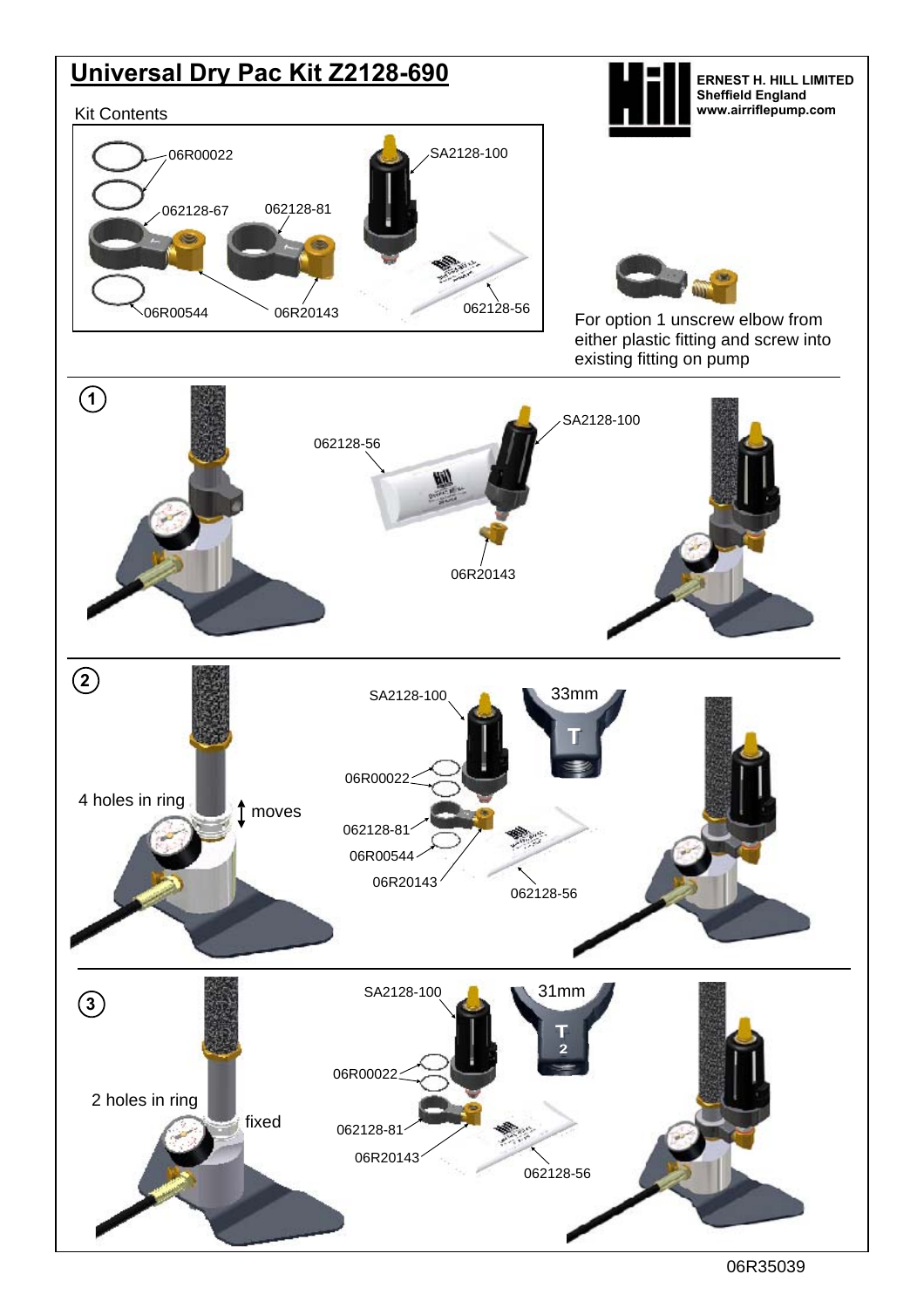# Universal Dry Pac Kit Z2128-690

**ERNEST H. HILL LIMITED**
**Sheffield England**
**www.airriflepump.com**

Kit Contents

06R00022
062128-67
062128-81
SA2128-100
06R00544
06R20143
062128-56

For option 1 unscrew elbow from either plastic fitting and screw into existing fitting on pump

## 1

062128-56
SA2128-100
06R20143

## 2

4 holes in ring
moves

SA2128-100
33mm
06R00022
062128-81
06R00544
06R20143
062128-56

## 3

2 holes in ring
fixed

SA2128-100
31mm
06R00022
062128-81
06R20143
062128-56

06R35039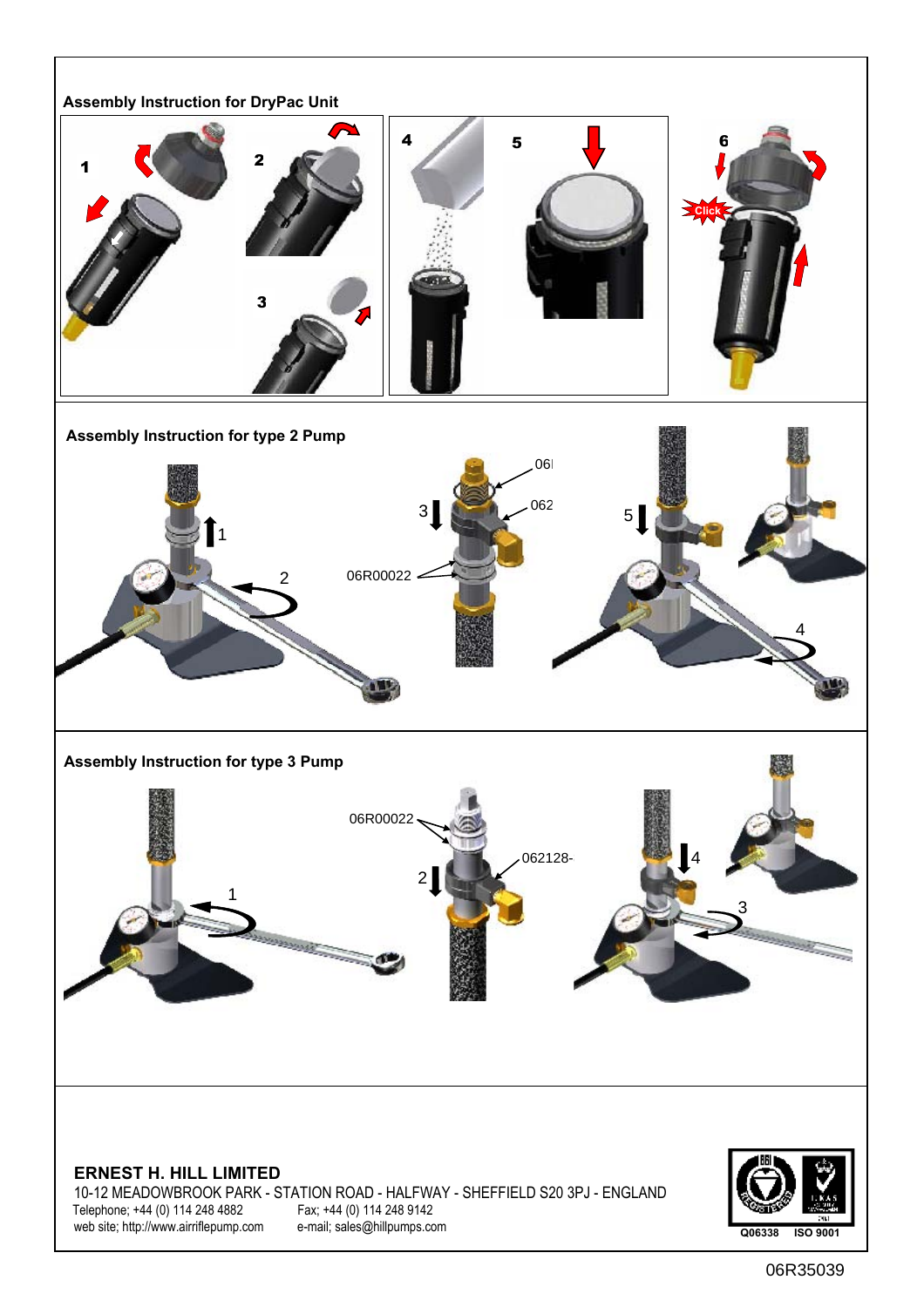## Assembly Instruction for DryPac Unit

1 2 3 4 5 6

Click

## Assembly Instruction for type 2 Pump

1 2 3 5 4

06R00022

06I

062

## Assembly Instruction for type 3 Pump

1 2 4 3

06R00022

062128-

**ERNEST H. HILL LIMITED**

10-12 MEADOWBROOK PARK - STATION ROAD - HALFWAY - SHEFFIELD S20 3PJ - ENGLAND

Telephone; +44 (0) 114 248 4882 Fax; +44 (0) 114 248 9142

web site; http://www.airriflepump.com e-mail; sales@hillpumps.com

Q06338 ISO 9001

06R35039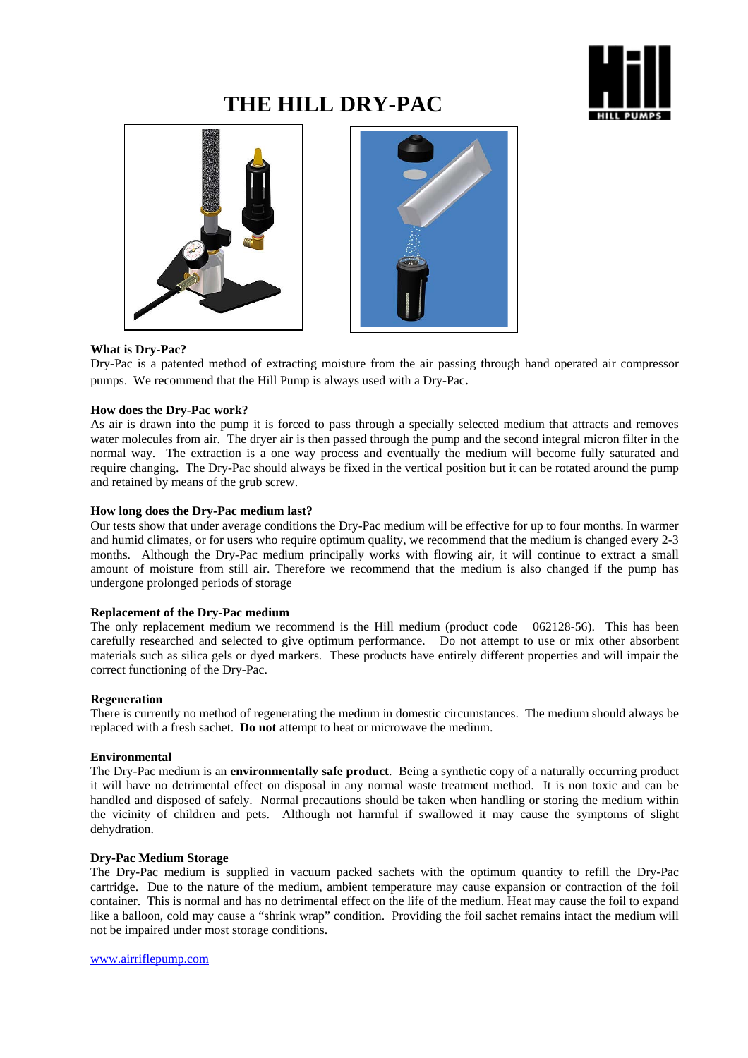# THE HILL DRY-PAC

**What is Dry-Pac?**

Dry-Pac is a patented method of extracting moisture from the air passing through hand operated air compressor pumps. We recommend that the Hill Pump is always used with a Dry-Pac.

**How does the Dry-Pac work?**

As air is drawn into the pump it is forced to pass through a specially selected medium that attracts and removes water molecules from air. The dryer air is then passed through the pump and the second integral micron filter in the normal way. The extraction is a one way process and eventually the medium will become fully saturated and require changing. The Dry-Pac should always be fixed in the vertical position but it can be rotated around the pump and retained by means of the grub screw.

**How long does the Dry-Pac medium last?**

Our tests show that under average conditions the Dry-Pac medium will be effective for up to four months. In warmer and humid climates, or for users who require optimum quality, we recommend that the medium is changed every 2-3 months. Although the Dry-Pac medium principally works with flowing air, it will continue to extract a small amount of moisture from still air. Therefore we recommend that the medium is also changed if the pump has undergone prolonged periods of storage

**Replacement of the Dry-Pac medium**

The only replacement medium we recommend is the Hill medium (product code 062128-56). This has been carefully researched and selected to give optimum performance. Do not attempt to use or mix other absorbent materials such as silica gels or dyed markers. These products have entirely different properties and will impair the correct functioning of the Dry-Pac.

**Regeneration**

There is currently no method of regenerating the medium in domestic circumstances. The medium should always be replaced with a fresh sachet. **Do not** attempt to heat or microwave the medium.

**Environmental**

The Dry-Pac medium is an **environmentally safe product**. Being a synthetic copy of a naturally occurring product it will have no detrimental effect on disposal in any normal waste treatment method. It is non toxic and can be handled and disposed of safely. Normal precautions should be taken when handling or storing the medium within the vicinity of children and pets. Although not harmful if swallowed it may cause the symptoms of slight dehydration.

**Dry-Pac Medium Storage**

The Dry-Pac medium is supplied in vacuum packed sachets with the optimum quantity to refill the Dry-Pac cartridge. Due to the nature of the medium, ambient temperature may cause expansion or contraction of the foil container. This is normal and has no detrimental effect on the life of the medium. Heat may cause the foil to expand like a balloon, cold may cause a "shrink wrap" condition. Providing the foil sachet remains intact the medium will not be impaired under most storage conditions.

www.airriflepump.com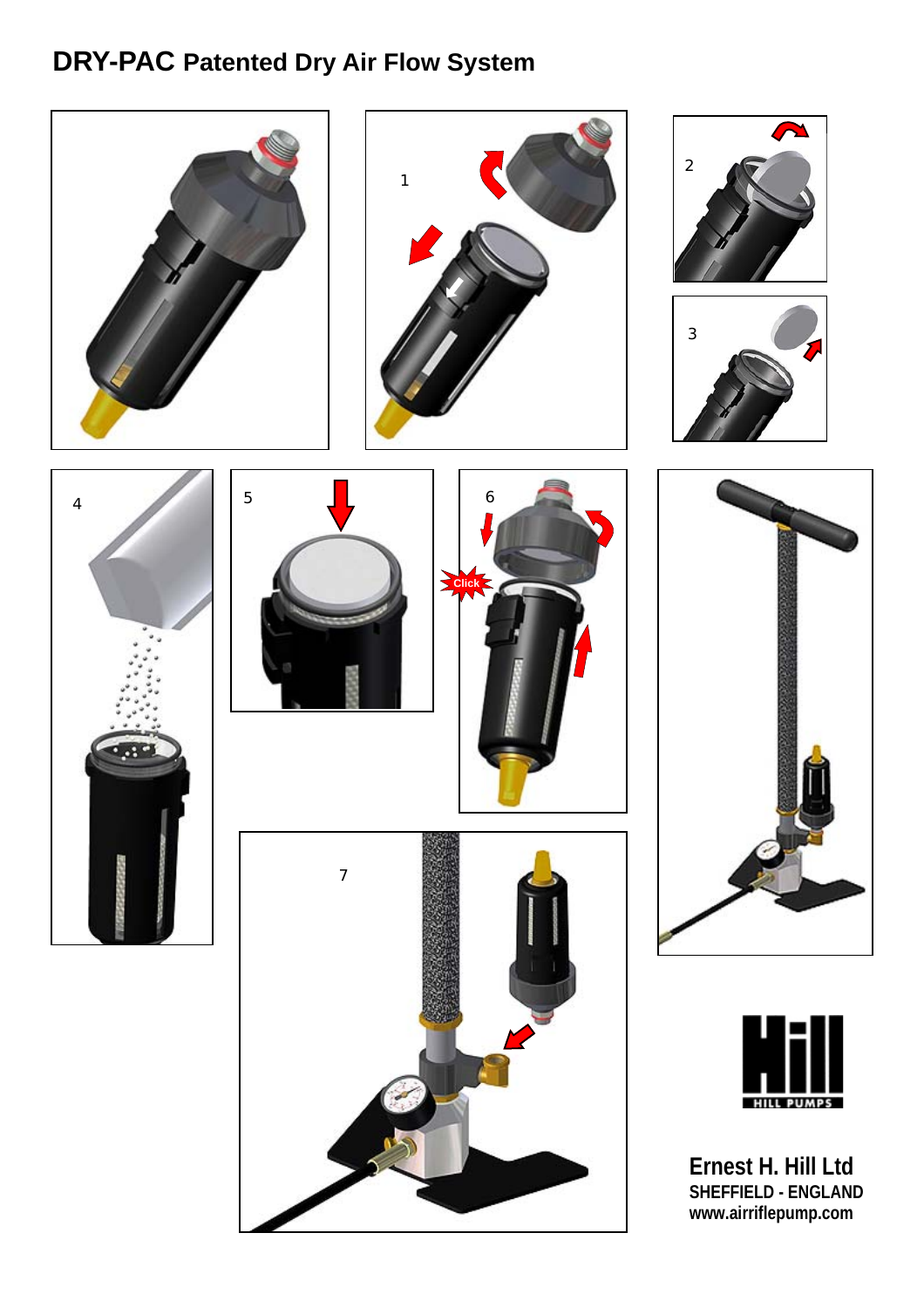## DRY-PAC Patented Dry Air Flow System

1

2

3

4

5

6

Click

7

HILL PUMPS

**Ernest H. Hill Ltd**
**SHEFFIELD - ENGLAND**
**www.airriflepump.com**